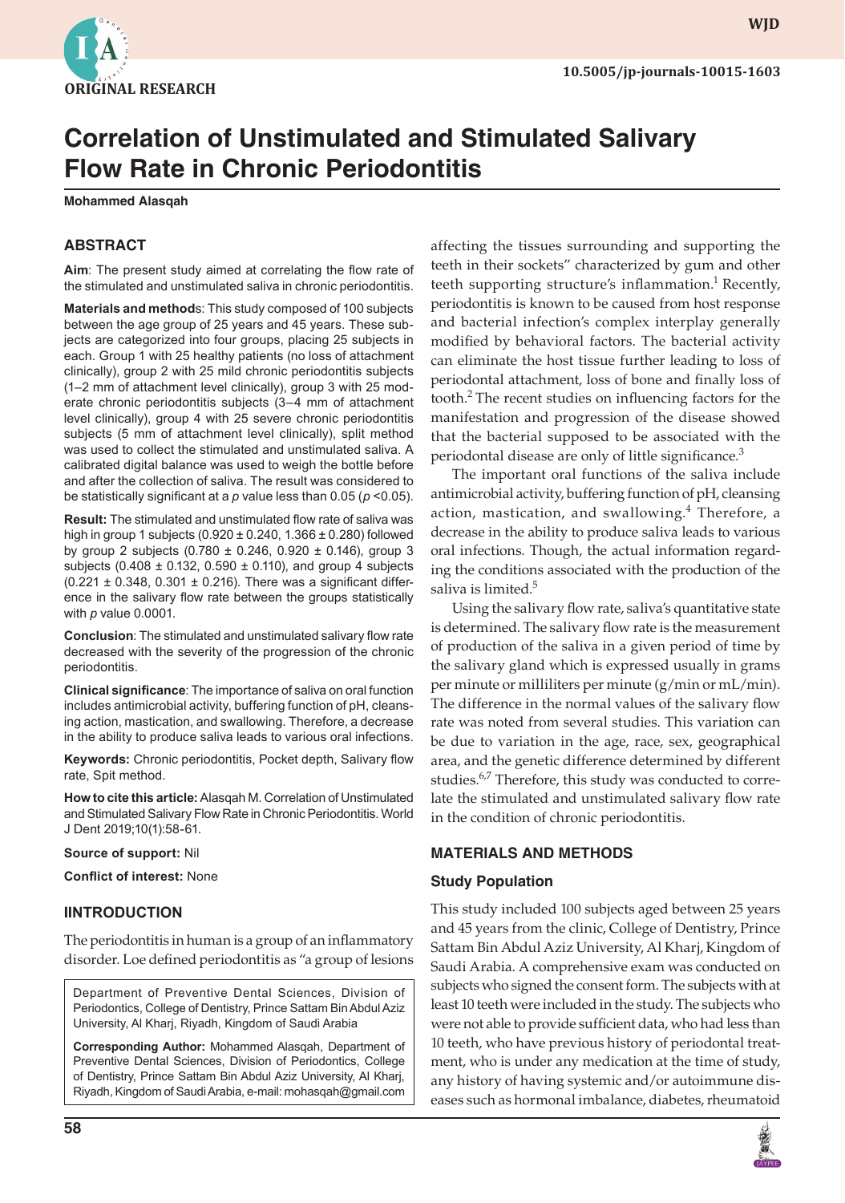ORIGINAL RESEARCH

# Correlation of Unstimulated and Stimulated Salivary Flow Rate in Chronic Periodontitis

**Mohammed Alasqah**

## ABSTRACT

**Aim**: The present study aimed at correlating the flow rate of the stimulated and unstimulated saliva in chronic periodontitis.

**Materials and methods**: This study composed of 100 subjects between the age group of 25 years and 45 years. These subjects are categorized into four groups, placing 25 subjects in each. Group 1 with 25 healthy patients (no loss of attachment clinically), group 2 with 25 mild chronic periodontitis subjects (1–2 mm of attachment level clinically), group 3 with 25 moderate chronic periodontitis subjects (3–4 mm of attachment level clinically), group 4 with 25 severe chronic periodontitis subjects (5 mm of attachment level clinically), split method was used to collect the stimulated and unstimulated saliva. A calibrated digital balance was used to weigh the bottle before and after the collection of saliva. The result was considered to be statistically significant at a *p* value less than 0.05 ($p < 0.05$).

**Result:** The stimulated and unstimulated flow rate of saliva was high in group 1 subjects (0.920 ± 0.240, 1.366 ± 0.280) followed by group 2 subjects (0.780 ± 0.246, 0.920 ± 0.146), group 3 subjects (0.408 ± 0.132, 0.590 ± 0.110), and group 4 subjects (0.221 ± 0.348, 0.301 ± 0.216). There was a significant difference in the salivary flow rate between the groups statistically with *p* value 0.0001.

**Conclusion**: The stimulated and unstimulated salivary flow rate decreased with the severity of the progression of the chronic periodontitis.

**Clinical significance**: The importance of saliva on oral function includes antimicrobial activity, buffering function of pH, cleansing action, mastication, and swallowing. Therefore, a decrease in the ability to produce saliva leads to various oral infections.

**Keywords:** Chronic periodontitis, Pocket depth, Salivary flow rate, Spit method.

**How to cite this article:** Alasqah M. Correlation of Unstimulated and Stimulated Salivary Flow Rate in Chronic Periodontitis. World J Dent 2019;10(1):58-61.

**Source of support:** Nil

**Conflict of interest:** None

## IINTRODUCTION

The periodontitis in human is a group of an inflammatory disorder. Loe defined periodontitis as "a group of lesions affecting the tissues surrounding and supporting the teeth in their sockets" characterized by gum and other teeth supporting structure's inflammation.[1] Recently, periodontitis is known to be caused from host response and bacterial infection's complex interplay generally modified by behavioral factors. The bacterial activity can eliminate the host tissue further leading to loss of periodontal attachment, loss of bone and finally loss of tooth.[2] The recent studies on influencing factors for the manifestation and progression of the disease showed that the bacterial supposed to be associated with the periodontal disease are only of little significance.[3]

The important oral functions of the saliva include antimicrobial activity, buffering function of pH, cleansing action, mastication, and swallowing.[4] Therefore, a decrease in the ability to produce saliva leads to various oral infections. Though, the actual information regarding the conditions associated with the production of the saliva is limited.[5]

Using the salivary flow rate, saliva's quantitative state is determined. The salivary flow rate is the measurement of production of the saliva in a given period of time by the salivary gland which is expressed usually in grams per minute or milliliters per minute (g/min or mL/min). The difference in the normal values of the salivary flow rate was noted from several studies. This variation can be due to variation in the age, race, sex, geographical area, and the genetic difference determined by different studies.[6,7] Therefore, this study was conducted to correlate the stimulated and unstimulated salivary flow rate in the condition of chronic periodontitis.

Department of Preventive Dental Sciences, Division of Periodontics, College of Dentistry, Prince Sattam Bin Abdul Aziz University, Al Kharj, Riyadh, Kingdom of Saudi Arabia

**Corresponding Author:** Mohammed Alasqah, Department of Preventive Dental Sciences, Division of Periodontics, College of Dentistry, Prince Sattam Bin Abdul Aziz University, Al Kharj, Riyadh, Kingdom of Saudi Arabia, e-mail: mohasqah@gmail.com

## MATERIALS AND METHODS

### Study Population

This study included 100 subjects aged between 25 years and 45 years from the clinic, College of Dentistry, Prince Sattam Bin Abdul Aziz University, Al Kharj, Kingdom of Saudi Arabia. A comprehensive exam was conducted on subjects who signed the consent form. The subjects with at least 10 teeth were included in the study. The subjects who were not able to provide sufficient data, who had less than 10 teeth, who have previous history of periodontal treatment, who is under any medication at the time of study, any history of having systemic and/or autoimmune diseases such as hormonal imbalance, diabetes, rheumatoid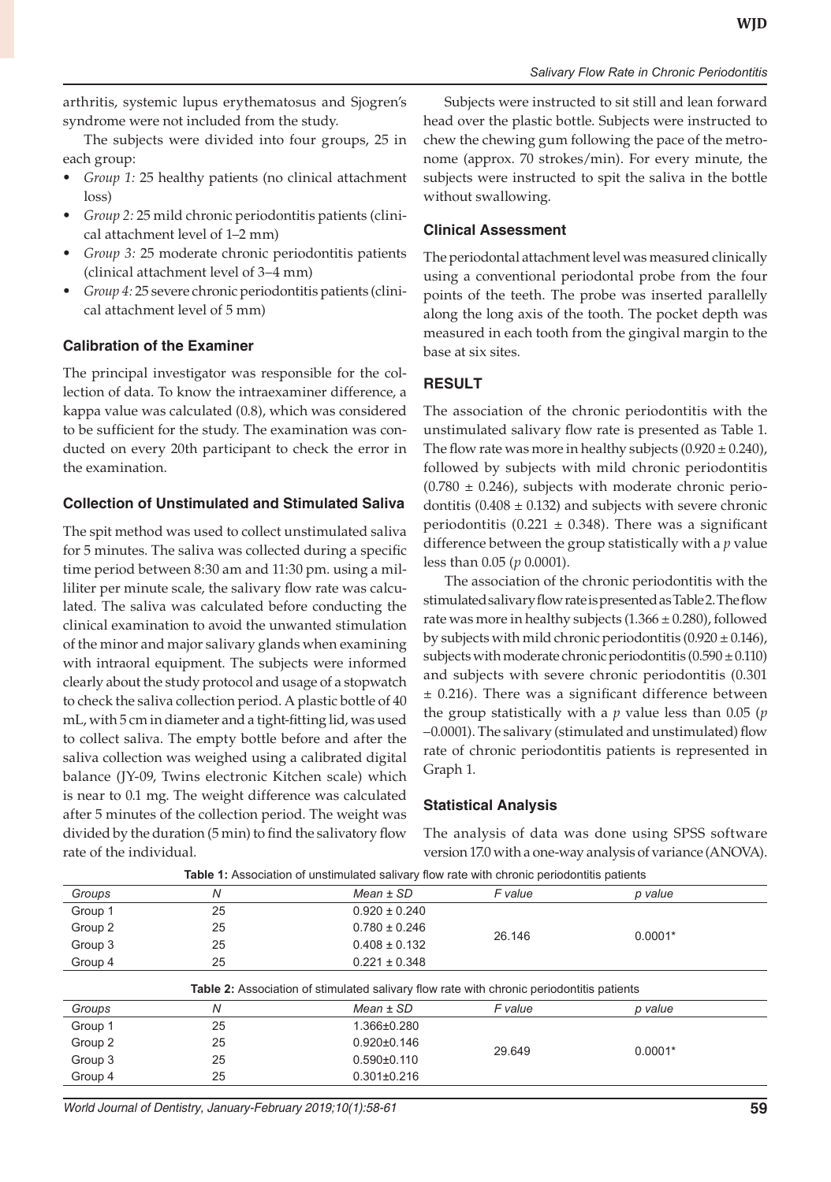arthritis, systemic lupus erythematosus and Sjogren's syndrome were not included from the study.

The subjects were divided into four groups, 25 in each group:

- *Group 1:* 25 healthy patients (no clinical attachment loss)
- *Group 2:* 25 mild chronic periodontitis patients (clinical attachment level of 1–2 mm)
- *Group 3:* 25 moderate chronic periodontitis patients (clinical attachment level of 3–4 mm)
- *Group 4:* 25 severe chronic periodontitis patients (clinical attachment level of 5 mm)

### Calibration of the Examiner

The principal investigator was responsible for the collection of data. To know the intraexaminer difference, a kappa value was calculated (0.8), which was considered to be sufficient for the study. The examination was conducted on every 20th participant to check the error in the examination.

### Collection of Unstimulated and Stimulated Saliva

The spit method was used to collect unstimulated saliva for 5 minutes. The saliva was collected during a specific time period between 8:30 am and 11:30 pm. using a milliliter per minute scale, the salivary flow rate was calculated. The saliva was calculated before conducting the clinical examination to avoid the unwanted stimulation of the minor and major salivary glands when examining with intraoral equipment. The subjects were informed clearly about the study protocol and usage of a stopwatch to check the saliva collection period. A plastic bottle of 40 mL, with 5 cm in diameter and a tight-fitting lid, was used to collect saliva. The empty bottle before and after the saliva collection was weighed using a calibrated digital balance (JY-09, Twins electronic Kitchen scale) which is near to 0.1 mg. The weight difference was calculated after 5 minutes of the collection period. The weight was divided by the duration (5 min) to find the salivatory flow rate of the individual.

Subjects were instructed to sit still and lean forward head over the plastic bottle. Subjects were instructed to chew the chewing gum following the pace of the metronome (approx. 70 strokes/min). For every minute, the subjects were instructed to spit the saliva in the bottle without swallowing.

### Clinical Assessment

The periodontal attachment level was measured clinically using a conventional periodontal probe from the four points of the teeth. The probe was inserted parallelly along the long axis of the tooth. The pocket depth was measured in each tooth from the gingival margin to the base at six sites.

## RESULT

The association of the chronic periodontitis with the unstimulated salivary flow rate is presented as Table 1. The flow rate was more in healthy subjects ($0.920 \pm 0.240$), followed by subjects with mild chronic periodontitis ($0.780 \pm 0.246$), subjects with moderate chronic periodontitis ($0.408 \pm 0.132$) and subjects with severe chronic periodontitis ($0.221 \pm 0.348$). There was a significant difference between the group statistically with a $p$ value less than 0.05 ($p$ 0.0001).

The association of the chronic periodontitis with the stimulated salivary flow rate is presented as Table 2. The flow rate was more in healthy subjects ($1.366 \pm 0.280$), followed by subjects with mild chronic periodontitis ($0.920 \pm 0.146$), subjects with moderate chronic periodontitis ($0.590 \pm 0.110$) and subjects with severe chronic periodontitis ($0.301 \pm 0.216$). There was a significant difference between the group statistically with a $p$ value less than 0.05 ($p$ –0.0001). The salivary (stimulated and unstimulated) flow rate of chronic periodontitis patients is represented in Graph 1.

### Statistical Analysis

The analysis of data was done using SPSS software version 17.0 with a one-way analysis of variance (ANOVA).

**Table 1:** Association of unstimulated salivary flow rate with chronic periodontitis patients

| *Groups* | *N* | *Mean ± SD* | *F value* | *p value* |
|---|---|---|---|---|
| Group 1 | 25 | 0.920 ± 0.240 | 26.146 | 0.0001* |
| Group 2 | 25 | 0.780 ± 0.246 | | |
| Group 3 | 25 | 0.408 ± 0.132 | | |
| Group 4 | 25 | 0.221 ± 0.348 | | |

**Table 2:** Association of stimulated salivary flow rate with chronic periodontitis patients

| *Groups* | *N* | *Mean ± SD* | *F value* | *p value* |
|---|---|---|---|---|
| Group 1 | 25 | 1.366±0.280 | 29.649 | 0.0001* |
| Group 2 | 25 | 0.920±0.146 | | |
| Group 3 | 25 | 0.590±0.110 | | |
| Group 4 | 25 | 0.301±0.216 | | |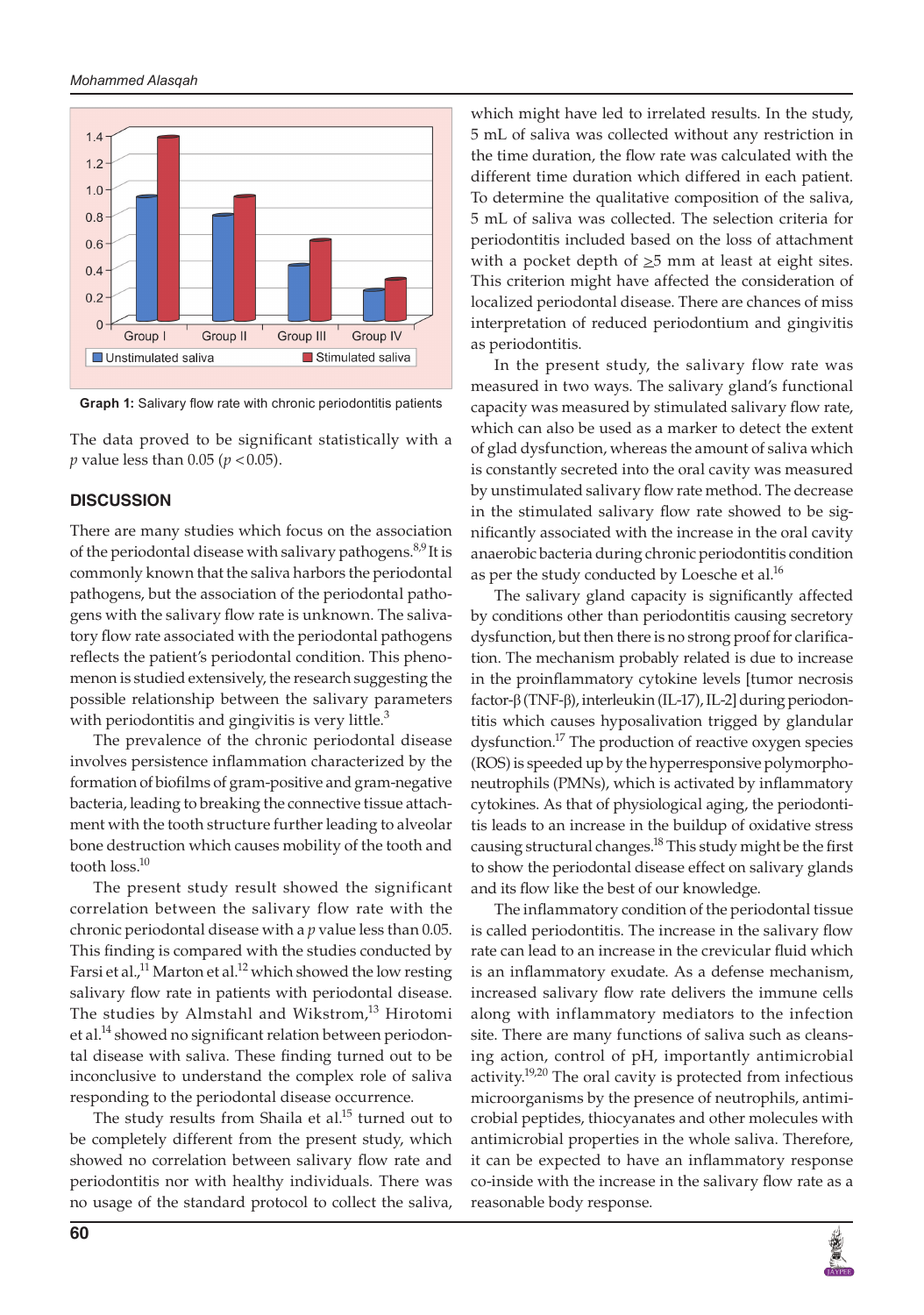Graph 1: Salivary flow rate with chronic periodontitis patients

The data proved to be significant statistically with a $p$ value less than 0.05 ($p < 0.05$).

## DISCUSSION

There are many studies which focus on the association of the periodontal disease with salivary pathogens.[8,9] It is commonly known that the saliva harbors the periodontal pathogens, but the association of the periodontal pathogens with the salivary flow rate is unknown. The salivatory flow rate associated with the periodontal pathogens reflects the patient's periodontal condition. This phenomenon is studied extensively, the research suggesting the possible relationship between the salivary parameters with periodontitis and gingivitis is very little.[3]

The prevalence of the chronic periodontal disease involves persistence inflammation characterized by the formation of biofilms of gram-positive and gram-negative bacteria, leading to breaking the connective tissue attachment with the tooth structure further leading to alveolar bone destruction which causes mobility of the tooth and tooth loss.[10]

The present study result showed the significant correlation between the salivary flow rate with the chronic periodontal disease with a $p$ value less than 0.05. This finding is compared with the studies conducted by Farsi et al.,[11] Marton et al.[12] which showed the low resting salivary flow rate in patients with periodontal disease. The studies by Almstahl and Wikstrom,[13] Hirotomi et al.[14] showed no significant relation between periodontal disease with saliva. These finding turned out to be inconclusive to understand the complex role of saliva responding to the periodontal disease occurrence.

The study results from Shaila et al.[15] turned out to be completely different from the present study, which showed no correlation between salivary flow rate and periodontitis nor with healthy individuals. There was no usage of the standard protocol to collect the saliva, which might have led to irrelated results. In the study, 5 mL of saliva was collected without any restriction in the time duration, the flow rate was calculated with the different time duration which differed in each patient. To determine the qualitative composition of the saliva, 5 mL of saliva was collected. The selection criteria for periodontitis included based on the loss of attachment with a pocket depth of $\geq$5 mm at least at eight sites. This criterion might have affected the consideration of localized periodontal disease. There are chances of miss interpretation of reduced periodontium and gingivitis as periodontitis.

In the present study, the salivary flow rate was measured in two ways. The salivary gland's functional capacity was measured by stimulated salivary flow rate, which can also be used as a marker to detect the extent of glad dysfunction, whereas the amount of saliva which is constantly secreted into the oral cavity was measured by unstimulated salivary flow rate method. The decrease in the stimulated salivary flow rate showed to be significantly associated with the increase in the oral cavity anaerobic bacteria during chronic periodontitis condition as per the study conducted by Loesche et al.[16]

The salivary gland capacity is significantly affected by conditions other than periodontitis causing secretory dysfunction, but then there is no strong proof for clarification. The mechanism probably related is due to increase in the proinflammatory cytokine levels [tumor necrosis factor-β (TNF-β), interleukin (IL-17), IL-2] during periodontitis which causes hyposalivation trigged by glandular dysfunction.[17] The production of reactive oxygen species (ROS) is speeded up by the hyperresponsive polymorphoneutrophils (PMNs), which is activated by inflammatory cytokines. As that of physiological aging, the periodontitis leads to an increase in the buildup of oxidative stress causing structural changes.[18] This study might be the first to show the periodontal disease effect on salivary glands and its flow like the best of our knowledge.

The inflammatory condition of the periodontal tissue is called periodontitis. The increase in the salivary flow rate can lead to an increase in the crevicular fluid which is an inflammatory exudate. As a defense mechanism, increased salivary flow rate delivers the immune cells along with inflammatory mediators to the infection site. There are many functions of saliva such as cleansing action, control of pH, importantly antimicrobial activity.[19,20] The oral cavity is protected from infectious microorganisms by the presence of neutrophils, antimicrobial peptides, thiocyanates and other molecules with antimicrobial properties in the whole saliva. Therefore, it can be expected to have an inflammatory response co-inside with the increase in the salivary flow rate as a reasonable body response.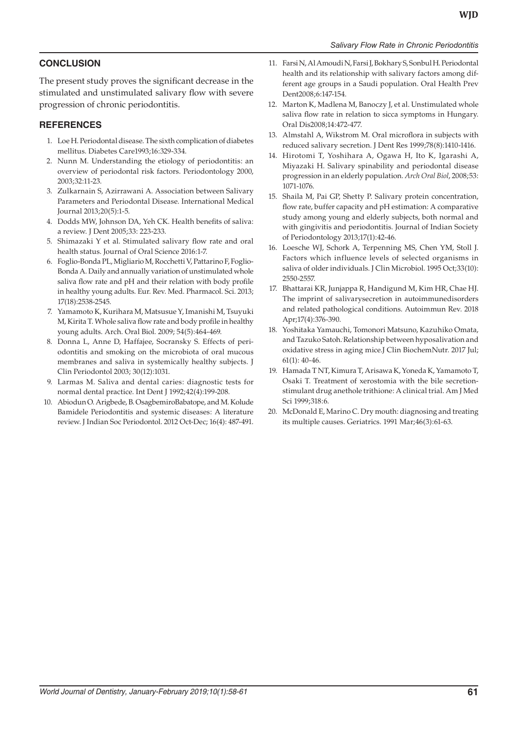## CONCLUSION

The present study proves the significant decrease in the stimulated and unstimulated salivary flow with severe progression of chronic periodontitis.

## REFERENCES

1. Loe H. Periodontal disease. The sixth complication of diabetes mellitus. Diabetes Care1993;16:329-334.
2. Nunn M. Understanding the etiology of periodontitis: an overview of periodontal risk factors. Periodontology 2000, 2003;32:11-23.
3. Zulkarnain S, Azirrawani A. Association between Salivary Parameters and Periodontal Disease. International Medical Journal 2013;20(5):1-5.
4. Dodds MW, Johnson DA, Yeh CK. Health benefits of saliva: a review. J Dent 2005;33: 223-233.
5. Shimazaki Y et al. Stimulated salivary flow rate and oral health status. Journal of Oral Science 2016:1-7.
6. Foglio-Bonda PL, Migliario M, Rocchetti V, Pattarino F, Foglio-Bonda A. Daily and annually variation of unstimulated whole saliva flow rate and pH and their relation with body profile in healthy young adults. Eur. Rev. Med. Pharmacol. Sci. 2013; 17(18):2538-2545.
7. Yamamoto K, Kurihara M, Matsusue Y, Imanishi M, Tsuyuki M, Kirita T. Whole saliva flow rate and body profile in healthy young adults. Arch. Oral Biol. 2009; 54(5):464-469.
8. Donna L, Anne D, Haffajee, Socransky S. Effects of periodontitis and smoking on the microbiota of oral mucous membranes and saliva in systemically healthy subjects. J Clin Periodontol 2003; 30(12):1031.
9. Larmas M. Saliva and dental caries: diagnostic tests for normal dental practice. Int Dent J 1992;42(4):199-208.
10. Abiodun O. Arigbede, B. OsagbemiroBabatope, and M. Kolude Bamidele Periodontitis and systemic diseases: A literature review. J Indian Soc Periodontol. 2012 Oct-Dec; 16(4): 487-491.
11. Farsi N, Al Amoudi N, Farsi J, Bokhary S, Sonbul H. Periodontal health and its relationship with salivary factors among different age groups in a Saudi population. Oral Health Prev Dent2008;6:147-154.
12. Marton K, Madlena M, Banoczy J, et al. Unstimulated whole saliva flow rate in relation to sicca symptoms in Hungary. Oral Dis2008;14:472-477.
13. Almstahl A, Wikstrom M. Oral microflora in subjects with reduced salivary secretion. J Dent Res 1999;78(8):1410-1416.
14. Hirotomi T, Yoshihara A, Ogawa H, Ito K, Igarashi A, Miyazaki H. Salivary spinability and periodontal disease progression in an elderly population. *Arch Oral Biol*, 2008;53: 1071-1076.
15. Shaila M, Pai GP, Shetty P. Salivary protein concentration, flow rate, buffer capacity and pH estimation: A comparative study among young and elderly subjects, both normal and with gingivitis and periodontitis. Journal of Indian Society of Periodontology 2013;17(1):42-46.
16. Loesche WJ, Schork A, Terpenning MS, Chen YM, Stoll J. Factors which influence levels of selected organisms in saliva of older individuals. J Clin Microbiol. 1995 Oct;33(10): 2550-2557.
17. Bhattarai KR, Junjappa R, Handigund M, Kim HR, Chae HJ. The imprint of salivarysecretion in autoimmunedisorders and related pathological conditions. Autoimmun Rev. 2018 Apr;17(4):376-390.
18. Yoshitaka Yamauchi, Tomonori Matsuno, Kazuhiko Omata, and Tazuko Satoh. Relationship between hyposalivation and oxidative stress in aging mice.J Clin BiochemNutr. 2017 Jul; 61(1): 40-46.
19. Hamada T NT, Kimura T, Arisawa K, Yoneda K, Yamamoto T, Osaki T. Treatment of xerostomia with the bile secretion-stimulant drug anethole trithione: A clinical trial. Am J Med Sci 1999;318:6.
20. McDonald E, Marino C. Dry mouth: diagnosing and treating its multiple causes. Geriatrics. 1991 Mar;46(3):61-63.